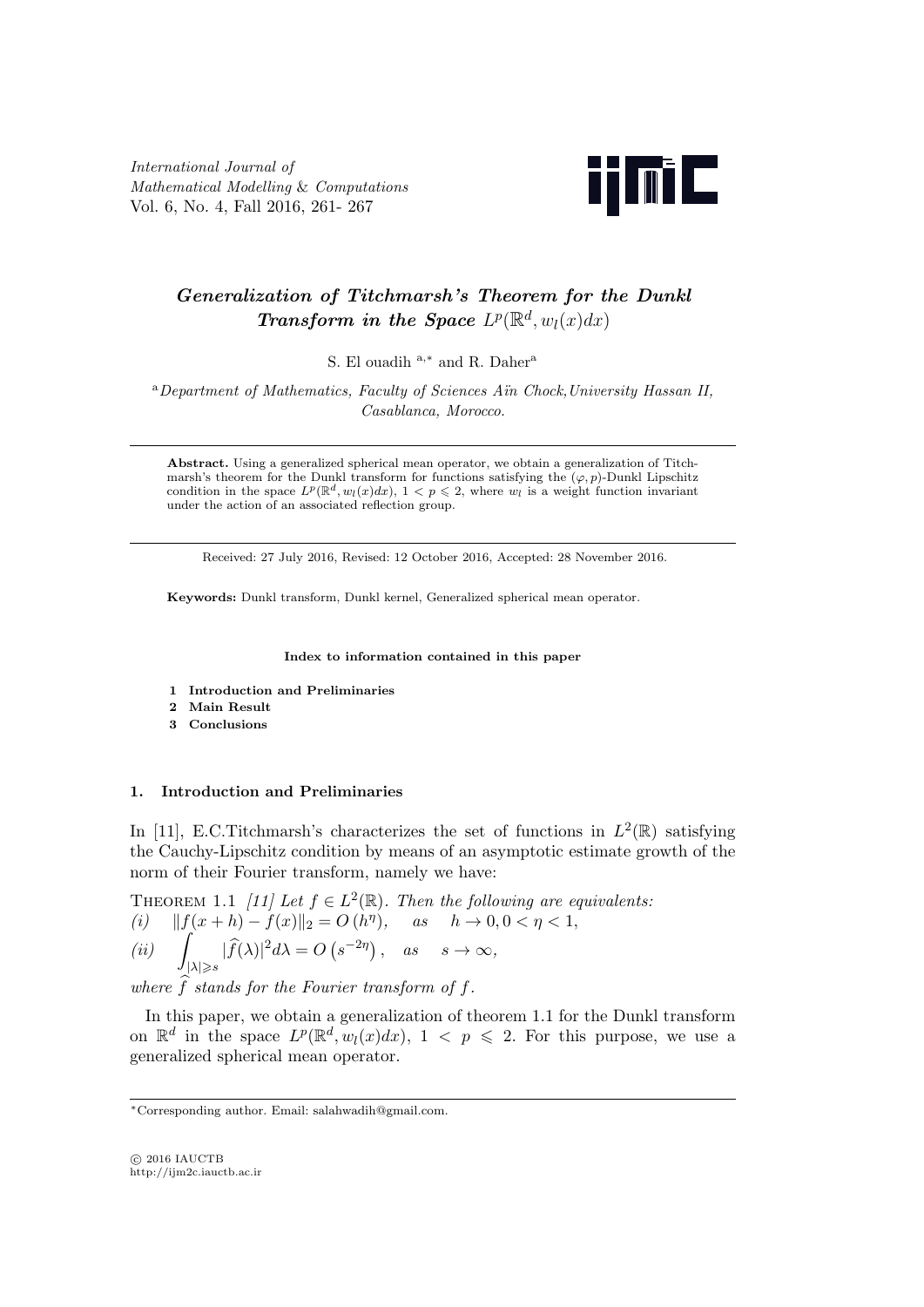# Generalization of Titchmarsh's Theorem for the Dunkl Transform in the Space $L^p(\mathbb{R}^d, w_l(x)dx)$

S. El ouadih [a,*] and R. Daher [a]

[a] *Department of Mathematics, Faculty of Sciences Aïn Chock, University Hassan II, Casablanca, Morocco.*

---

**Abstract.** Using a generalized spherical mean operator, we obtain a generalization of Titchmarsh's theorem for the Dunkl transform for functions satisfying the $(\varphi, p)$-Dunkl Lipschitz condition in the space $L^p(\mathbb{R}^d, w_l(x)dx)$, $1 < p \leqslant 2$, where $w_l$ is a weight function invariant under the action of an associated reflection group.

---

Received: 27 July 2016, Revised: 12 October 2016, Accepted: 28 November 2016.

**Keywords:** Dunkl transform, Dunkl kernel, Generalized spherical mean operator.

**Index to information contained in this paper**

1. **Introduction and Preliminaries**
2. **Main Result**
3. **Conclusions**

## 1. Introduction and Preliminaries

In [11], E.C.Titchmarsh's characterizes the set of functions in $L^2(\mathbb{R})$ satisfying the Cauchy-Lipschitz condition by means of an asymptotic estimate growth of the norm of their Fourier transform, namely we have:

THEOREM 1.1 *[11] Let $f \in L^2(\mathbb{R})$. Then the following are equivalents:*

*(i)* $\quad \|f(x+h) - f(x)\|_2 = O(h^\eta), \quad$ *as* $\quad h \to 0, 0 < \eta < 1,$

*(ii)* $\quad \displaystyle\int_{|\lambda| \geqslant s} |\widehat{f}(\lambda)|^2 d\lambda = O\left(s^{-2\eta}\right), \quad$ *as* $\quad s \to \infty,$

*where $\widehat{f}$ stands for the Fourier transform of $f$.*

In this paper, we obtain a generalization of theorem 1.1 for the Dunkl transform on $\mathbb{R}^d$ in the space $L^p(\mathbb{R}^d, w_l(x)dx)$, $1 < p \leqslant 2$. For this purpose, we use a generalized spherical mean operator.

---

*Corresponding author. Email: salahwadih@gmail.com.

© 2016 IAUCTB
http://ijm2c.iauctb.ac.ir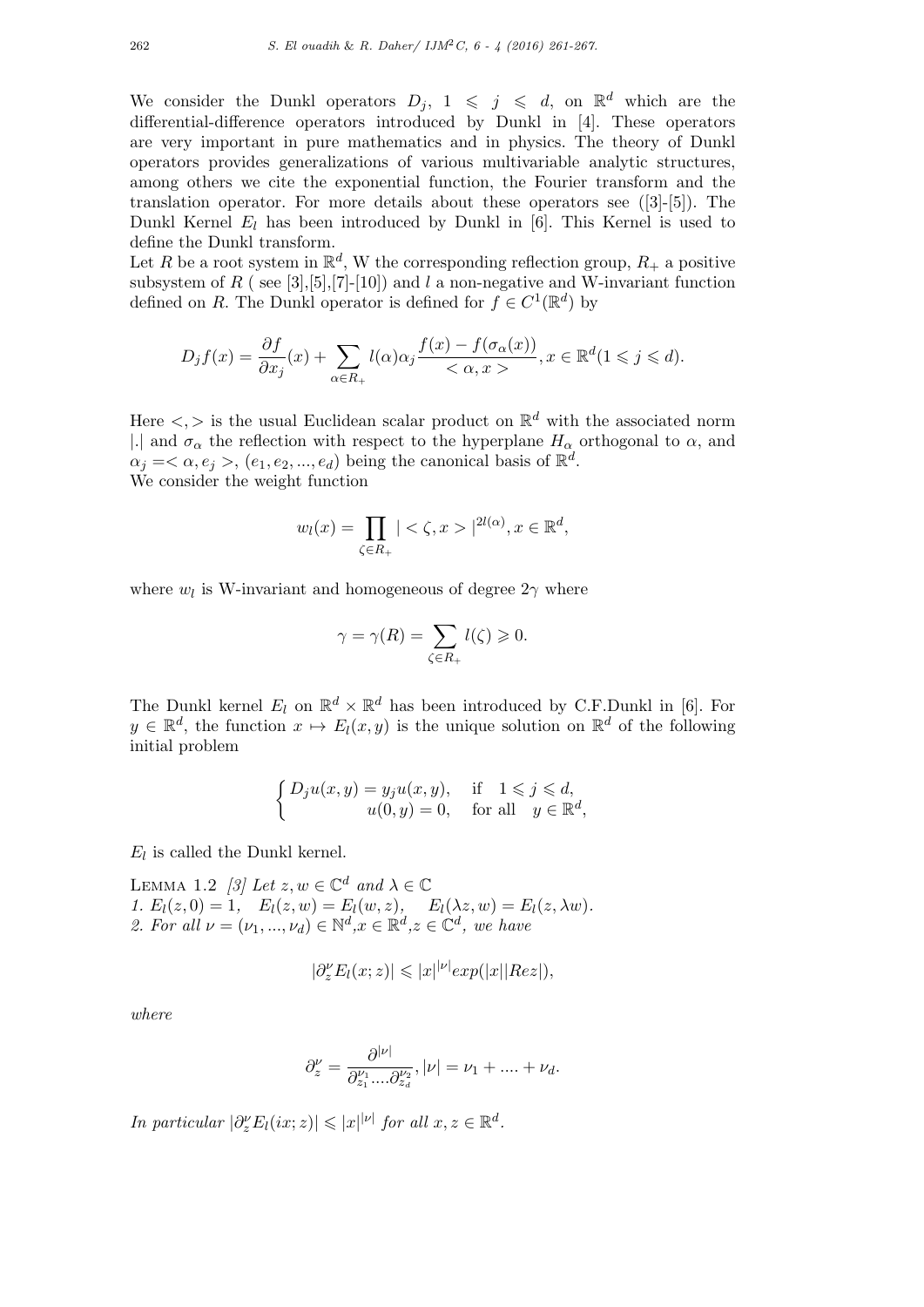We consider the Dunkl operators $D_j$, $1 \leqslant j \leqslant d$, on $\mathbb{R}^d$ which are the differential-difference operators introduced by Dunkl in [4]. These operators are very important in pure mathematics and in physics. The theory of Dunkl operators provides generalizations of various multivariable analytic structures, among others we cite the exponential function, the Fourier transform and the translation operator. For more details about these operators see ([3]-[5]). The Dunkl Kernel $E_l$ has been introduced by Dunkl in [6]. This Kernel is used to define the Dunkl transform.

Let $R$ be a root system in $\mathbb{R}^d$, W the corresponding reflection group, $R_+$ a positive subsystem of $R$ ( see [3],[5],[7]-[10]) and $l$ a non-negative and W-invariant function defined on $R$. The Dunkl operator is defined for $f \in C^1(\mathbb{R}^d)$ by

$$D_j f(x) = \frac{\partial f}{\partial x_j}(x) + \sum_{\alpha \in R_+} l(\alpha)\alpha_j \frac{f(x) - f(\sigma_\alpha(x))}{<\alpha, x>}, x \in \mathbb{R}^d (1 \leqslant j \leqslant d).$$

Here $<,>$ is the usual Euclidean scalar product on $\mathbb{R}^d$ with the associated norm $|.|$ and $\sigma_\alpha$ the reflection with respect to the hyperplane $H_\alpha$ orthogonal to $\alpha$, and $\alpha_j = <\alpha, e_j>$, $(e_1, e_2, ..., e_d)$ being the canonical basis of $\mathbb{R}^d$.

We consider the weight function

$$w_l(x) = \prod_{\zeta \in R_+} |<\zeta, x>|^{2l(\alpha)}, x \in \mathbb{R}^d,$$

where $w_l$ is W-invariant and homogeneous of degree $2\gamma$ where

$$\gamma = \gamma(R) = \sum_{\zeta \in R_+} l(\zeta) \geqslant 0.$$

The Dunkl kernel $E_l$ on $\mathbb{R}^d \times \mathbb{R}^d$ has been introduced by C.F.Dunkl in [6]. For $y \in \mathbb{R}^d$, the function $x \mapsto E_l(x, y)$ is the unique solution on $\mathbb{R}^d$ of the following initial problem

$$\begin{cases} D_j u(x, y) = y_j u(x, y), & \text{if} \quad 1 \leqslant j \leqslant d, \\ \qquad u(0, y) = 0, & \text{for all} \quad y \in \mathbb{R}^d, \end{cases}$$

$E_l$ is called the Dunkl kernel.

LEMMA 1.2 *[3] Let $z, w \in \mathbb{C}^d$ and $\lambda \in \mathbb{C}$*
*1. $E_l(z, 0) = 1$, $\quad E_l(z, w) = E_l(w, z)$, $\quad E_l(\lambda z, w) = E_l(z, \lambda w)$.*
*2. For all $\nu = (\nu_1, ..., \nu_d) \in \mathbb{N}^d, x \in \mathbb{R}^d, z \in \mathbb{C}^d$, we have*

$$|\partial_z^\nu E_l(x; z)| \leqslant |x|^{|\nu|} exp(|x||Rez|),$$

*where*

$$\partial_z^\nu = \frac{\partial^{|\nu|}}{\partial_{z_1}^{\nu_1} .... \partial_{z_d}^{\nu_2}}, |\nu| = \nu_1 + .... + \nu_d.$$

*In particular $|\partial_z^\nu E_l(ix; z)| \leqslant |x|^{|\nu|}$ for all $x, z \in \mathbb{R}^d$.*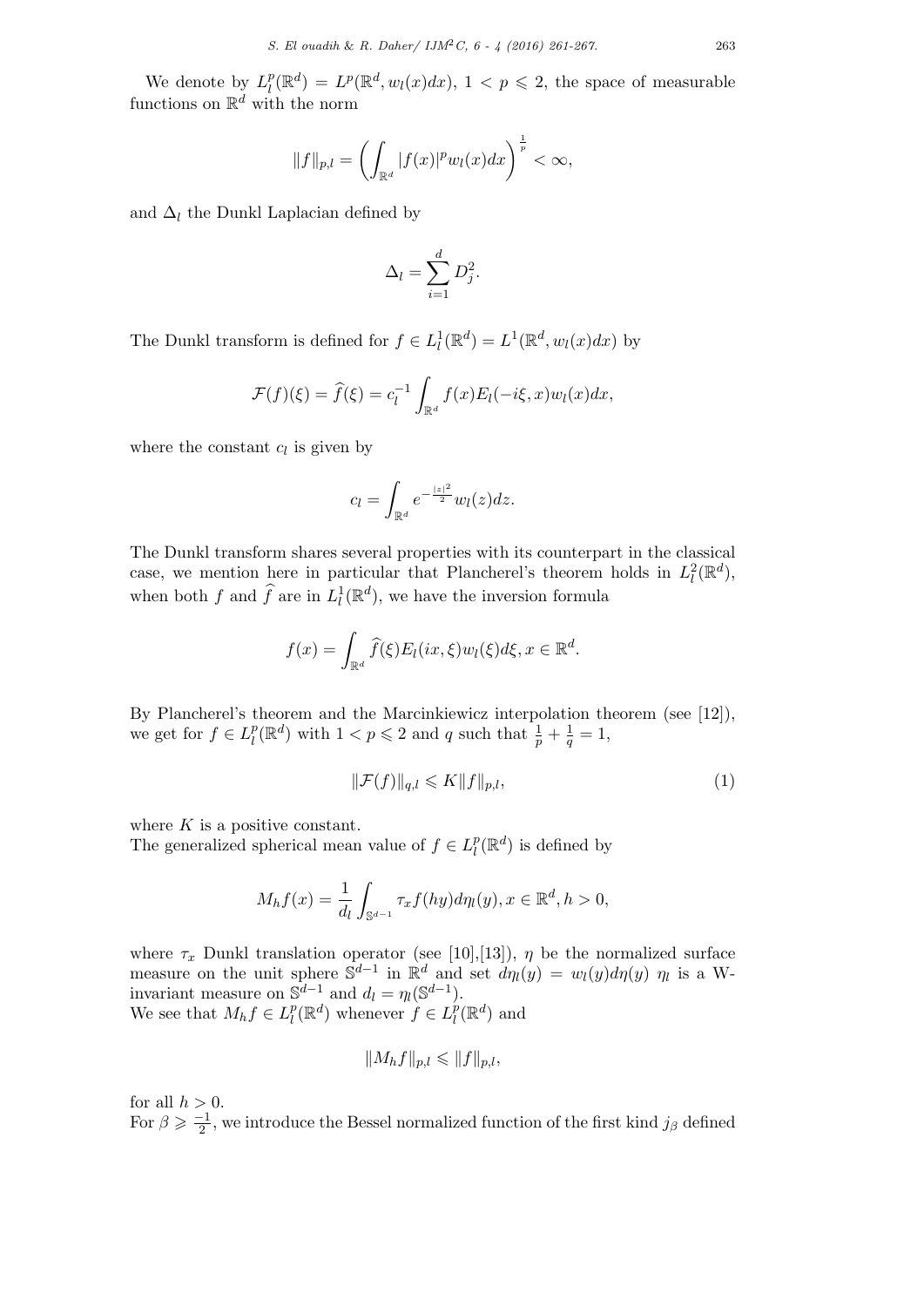We denote by $L_l^p(\mathbb{R}^d) = L^p(\mathbb{R}^d, w_l(x)dx)$, $1 < p \leqslant 2$, the space of measurable functions on $\mathbb{R}^d$ with the norm

$$\|f\|_{p,l} = \left(\int_{\mathbb{R}^d} |f(x)|^p w_l(x)dx\right)^{\frac{1}{p}} < \infty,$$

and $\Delta_l$ the Dunkl Laplacian defined by

$$\Delta_l = \sum_{i=1}^{d} D_j^2.$$

The Dunkl transform is defined for $f \in L_l^1(\mathbb{R}^d) = L^1(\mathbb{R}^d, w_l(x)dx)$ by

$$\mathcal{F}(f)(\xi) = \widehat{f}(\xi) = c_l^{-1} \int_{\mathbb{R}^d} f(x) E_l(-i\xi, x) w_l(x)dx,$$

where the constant $c_l$ is given by

$$c_l = \int_{\mathbb{R}^d} e^{-\frac{|z|^2}{2}} w_l(z)dz.$$

The Dunkl transform shares several properties with its counterpart in the classical case, we mention here in particular that Plancherel's theorem holds in $L_l^2(\mathbb{R}^d)$, when both $f$ and $\widehat{f}$ are in $L_l^1(\mathbb{R}^d)$, we have the inversion formula

$$f(x) = \int_{\mathbb{R}^d} \widehat{f}(\xi) E_l(ix, \xi) w_l(\xi)d\xi, x \in \mathbb{R}^d.$$

By Plancherel's theorem and the Marcinkiewicz interpolation theorem (see [12]), we get for $f \in L_l^p(\mathbb{R}^d)$ with $1 < p \leqslant 2$ and $q$ such that $\frac{1}{p} + \frac{1}{q} = 1$,

$$\|\mathcal{F}(f)\|_{q,l} \leqslant K\|f\|_{p,l}, \tag{1}$$

where $K$ is a positive constant.
The generalized spherical mean value of $f \in L_l^p(\mathbb{R}^d)$ is defined by

$$M_h f(x) = \frac{1}{d_l} \int_{\mathbb{S}^{d-1}} \tau_x f(hy) d\eta_l(y), x \in \mathbb{R}^d, h > 0,$$

where $\tau_x$ Dunkl translation operator (see [10],[13]), $\eta$ be the normalized surface measure on the unit sphere $\mathbb{S}^{d-1}$ in $\mathbb{R}^d$ and set $d\eta_l(y) = w_l(y)d\eta(y)$ $\eta_l$ is a W-invariant measure on $\mathbb{S}^{d-1}$ and $d_l = \eta_l(\mathbb{S}^{d-1})$.
We see that $M_h f \in L_l^p(\mathbb{R}^d)$ whenever $f \in L_l^p(\mathbb{R}^d)$ and

$$\|M_h f\|_{p,l} \leqslant \|f\|_{p,l},$$

for all $h > 0$.
For $\beta \geqslant \frac{-1}{2}$, we introduce the Bessel normalized function of the first kind $j_\beta$ defined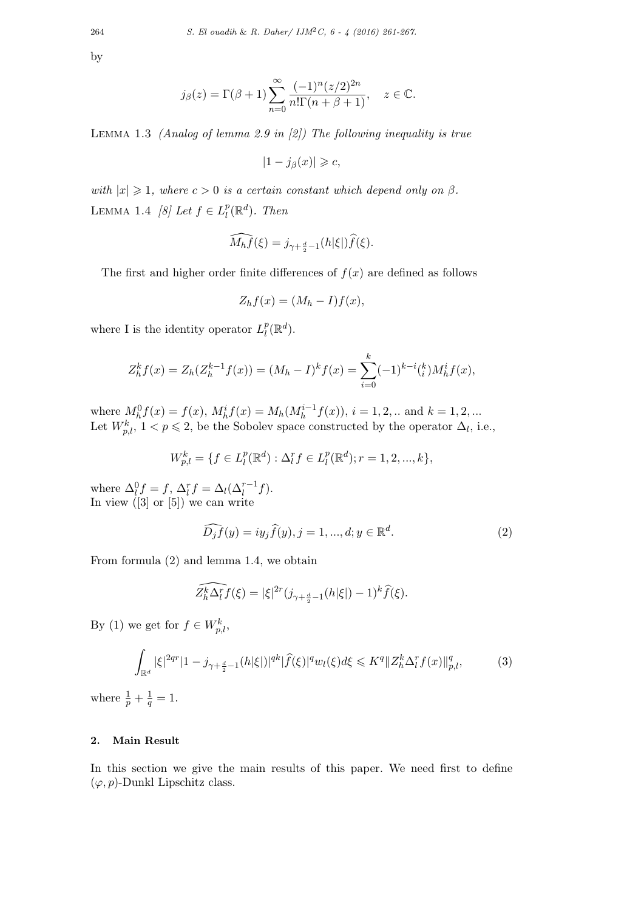by

$$j_{\beta}(z) = \Gamma(\beta+1)\sum_{n=0}^{\infty}\frac{(-1)^n(z/2)^{2n}}{n!\Gamma(n+\beta+1)}, \quad z \in \mathbb{C}.$$

LEMMA 1.3 *(Analog of lemma 2.9 in [2]) The following inequality is true*

$$|1 - j_{\beta}(x)| \geqslant c,$$

*with* $|x| \geqslant 1$*, where* $c > 0$ *is a certain constant which depend only on* $\beta$.

LEMMA 1.4 *[8] Let* $f \in L_l^p(\mathbb{R}^d)$*. Then*

$$\widehat{M_h f}(\xi) = j_{\gamma+\frac{d}{2}-1}(h|\xi|)\widehat{f}(\xi).$$

The first and higher order finite differences of $f(x)$ are defined as follows

$$Z_h f(x) = (M_h - I)f(x),$$

where I is the identity operator $L_l^p(\mathbb{R}^d)$.

$$Z_h^k f(x) = Z_h(Z_h^{k-1}f(x)) = (M_h - I)^k f(x) = \sum_{i=0}^{k}(-1)^{k-i}\binom{k}{i}M_h^i f(x),$$

where $M_h^0 f(x) = f(x)$, $M_h^i f(x) = M_h(M_h^{i-1}f(x))$, $i = 1, 2, ..$ and $k = 1, 2, ...$
Let $W_{p,l}^k$, $1 < p \leqslant 2$, be the Sobolev space constructed by the operator $\Delta_l$, i.e.,

$$W_{p,l}^k = \{f \in L_l^p(\mathbb{R}^d) : \Delta_l^r f \in L_l^p(\mathbb{R}^d); r = 1, 2, ..., k\},$$

where $\Delta_l^0 f = f$, $\Delta_l^r f = \Delta_l(\Delta_l^{r-1}f)$.
In view ([3] or [5]) we can write

$$\widehat{D_j f}(y) = iy_j\widehat{f}(y), j = 1, ..., d; y \in \mathbb{R}^d. \tag{2}$$

From formula (2) and lemma 1.4, we obtain

$$\widehat{Z_h^k \Delta_l^r f}(\xi) = |\xi|^{2r}(j_{\gamma+\frac{d}{2}-1}(h|\xi|) - 1)^k\widehat{f}(\xi).$$

By (1) we get for $f \in W_{p,l}^k$,

$$\int_{\mathbb{R}^d}|\xi|^{2qr}|1 - j_{\gamma+\frac{d}{2}-1}(h|\xi|)|^{qk}|\widehat{f}(\xi)|^q w_l(\xi)d\xi \leqslant K^q\|Z_h^k\Delta_l^r f(x)\|_{p,l}^q, \tag{3}$$

where $\frac{1}{p} + \frac{1}{q} = 1$.

## 2. Main Result

In this section we give the main results of this paper. We need first to define $(\varphi, p)$-Dunkl Lipschitz class.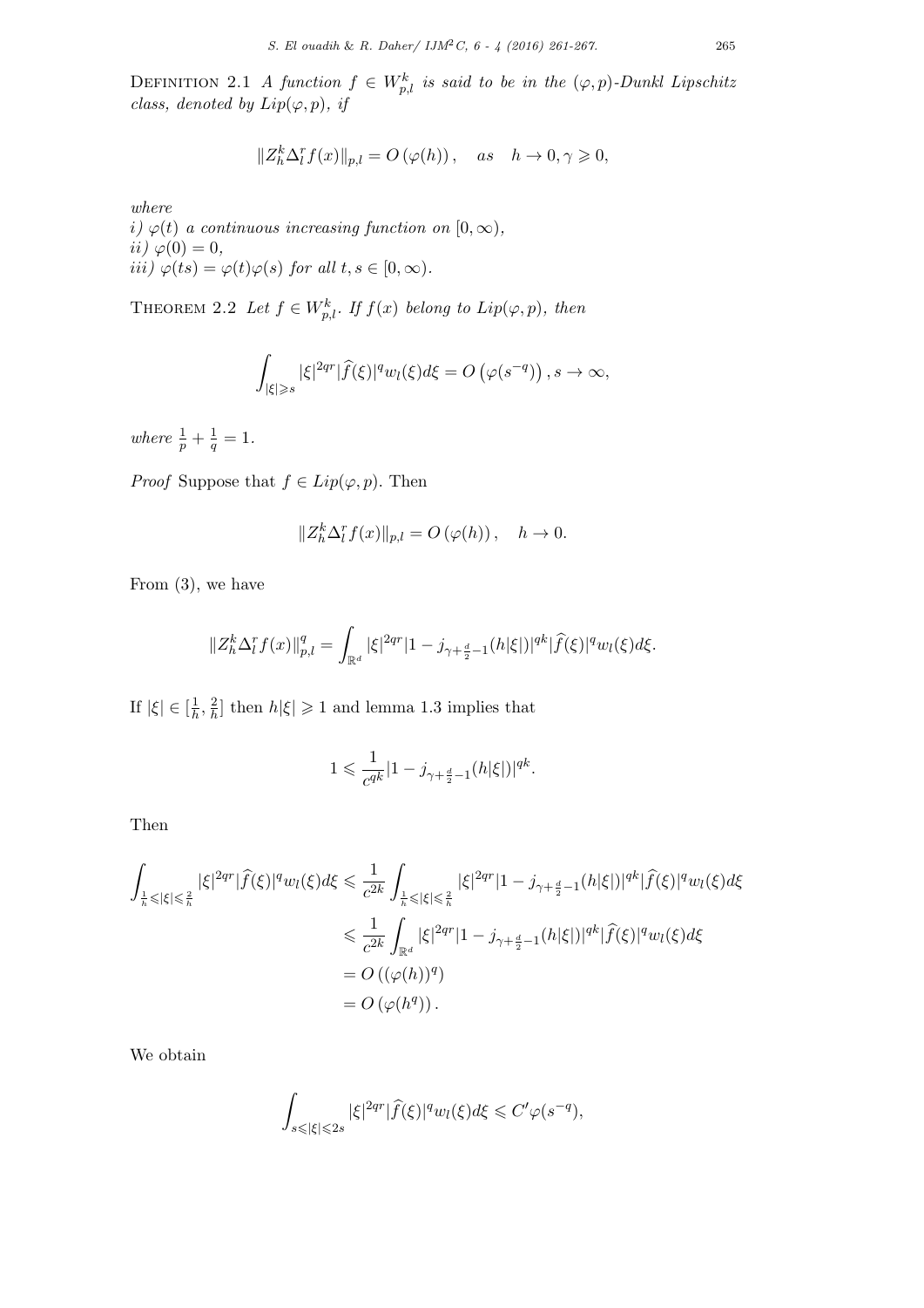Definition 2.1 *A function $f \in W^k_{p,l}$ is said to be in the $(\varphi, p)$-Dunkl Lipschitz class, denoted by $Lip(\varphi, p)$, if*

$$\|Z^k_h \Delta^r_l f(x)\|_{p,l} = O\left(\varphi(h)\right), \quad as \quad h \to 0, \gamma \geqslant 0,$$

*where*
*i) $\varphi(t)$ a continuous increasing function on $[0, \infty)$,*
*ii) $\varphi(0) = 0$,*
*iii) $\varphi(ts) = \varphi(t)\varphi(s)$ for all $t, s \in [0, \infty)$.*

Theorem 2.2 *Let $f \in W^k_{p,l}$. If $f(x)$ belong to $Lip(\varphi, p)$, then*

$$\int_{|\xi| \geqslant s} |\xi|^{2qr} |\widehat{f}(\xi)|^q w_l(\xi) d\xi = O\left(\varphi(s^{-q})\right), s \to \infty,$$

*where $\frac{1}{p} + \frac{1}{q} = 1$.*

*Proof* Suppose that $f \in Lip(\varphi, p)$. Then

$$\|Z^k_h \Delta^r_l f(x)\|_{p,l} = O\left(\varphi(h)\right), \quad h \to 0.$$

From (3), we have

$$\|Z^k_h \Delta^r_l f(x)\|^q_{p,l} = \int_{\mathbb{R}^d} |\xi|^{2qr} |1 - j_{\gamma + \frac{d}{2} - 1}(h|\xi|)|^{qk} |\widehat{f}(\xi)|^q w_l(\xi) d\xi.$$

If $|\xi| \in [\frac{1}{h}, \frac{2}{h}]$ then $h|\xi| \geqslant 1$ and lemma 1.3 implies that

$$1 \leqslant \frac{1}{c^{qk}} |1 - j_{\gamma + \frac{d}{2} - 1}(h|\xi|)|^{qk}.$$

Then

$$\begin{aligned}
\int_{\frac{1}{h} \leqslant |\xi| \leqslant \frac{2}{h}} |\xi|^{2qr} |\widehat{f}(\xi)|^q w_l(\xi) d\xi &\leqslant \frac{1}{c^{2k}} \int_{\frac{1}{h} \leqslant |\xi| \leqslant \frac{2}{h}} |\xi|^{2qr} |1 - j_{\gamma + \frac{d}{2} - 1}(h|\xi|)|^{qk} |\widehat{f}(\xi)|^q w_l(\xi) d\xi \\
&\leqslant \frac{1}{c^{2k}} \int_{\mathbb{R}^d} |\xi|^{2qr} |1 - j_{\gamma + \frac{d}{2} - 1}(h|\xi|)|^{qk} |\widehat{f}(\xi)|^q w_l(\xi) d\xi \\
&= O\left((\varphi(h))^q\right) \\
&= O\left(\varphi(h^q)\right).
\end{aligned}$$

We obtain

$$\int_{s \leqslant |\xi| \leqslant 2s} |\xi|^{2qr} |\widehat{f}(\xi)|^q w_l(\xi) d\xi \leqslant C' \varphi(s^{-q}),$$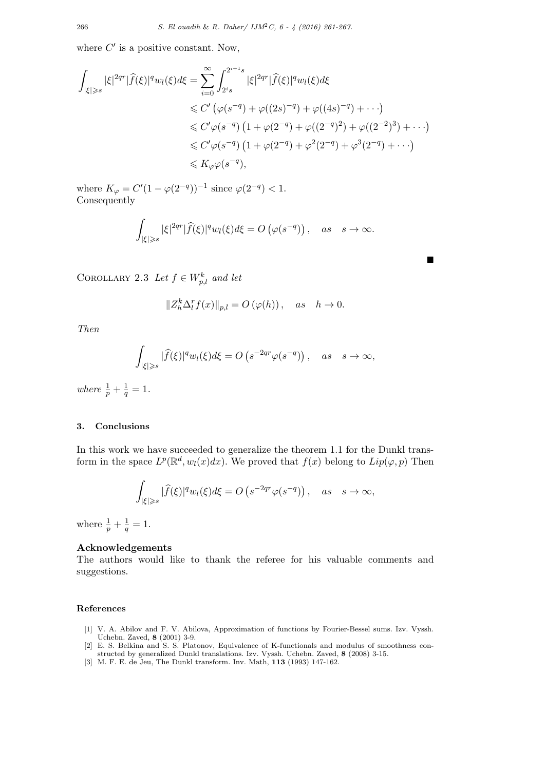where $C'$ is a positive constant. Now,

$$
\begin{aligned}
\int_{|\xi|\geqslant s} |\xi|^{2qr}|\widehat{f}(\xi)|^q w_l(\xi)d\xi &= \sum_{i=0}^{\infty}\int_{2^i s}^{2^{i+1}s} |\xi|^{2qr}|\widehat{f}(\xi)|^q w_l(\xi)d\xi \\
&\leqslant C'\left(\varphi(s^{-q}) + \varphi((2s)^{-q}) + \varphi((4s)^{-q}) + \cdots\right) \\
&\leqslant C'\varphi(s^{-q})\left(1 + \varphi(2^{-q}) + \varphi((2^{-q})^2) + \varphi((2^{-2})^3) + \cdots\right) \\
&\leqslant C'\varphi(s^{-q})\left(1 + \varphi(2^{-q}) + \varphi^2(2^{-q}) + \varphi^3(2^{-q}) + \cdots\right) \\
&\leqslant K_\varphi \varphi(s^{-q}),
\end{aligned}
$$

where $K_\varphi = C'(1-\varphi(2^{-q}))^{-1}$ since $\varphi(2^{-q}) < 1$.
Consequently

$$
\int_{|\xi|\geqslant s} |\xi|^{2qr}|\widehat{f}(\xi)|^q w_l(\xi)d\xi = O\left(\varphi(s^{-q})\right), \quad as \quad s \to \infty.
$$

■

Corollary 2.3 *Let $f \in W^k_{p,l}$ and let*

$$
\|Z^k_h \Delta^r_l f(x)\|_{p,l} = O\left(\varphi(h)\right), \quad as \quad h \to 0.
$$

*Then*

$$
\int_{|\xi|\geqslant s} |\widehat{f}(\xi)|^q w_l(\xi)d\xi = O\left(s^{-2qr}\varphi(s^{-q})\right), \quad as \quad s \to \infty,
$$

*where* $\frac{1}{p} + \frac{1}{q} = 1$.

## 3. Conclusions

In this work we have succeeded to generalize the theorem 1.1 for the Dunkl transform in the space $L^p(\mathbb{R}^d, w_l(x)dx)$. We proved that $f(x)$ belong to $Lip(\varphi, p)$ Then

$$
\int_{|\xi|\geqslant s} |\widehat{f}(\xi)|^q w_l(\xi)d\xi = O\left(s^{-2qr}\varphi(s^{-q})\right), \quad as \quad s \to \infty,
$$

where $\frac{1}{p} + \frac{1}{q} = 1$.

### Acknowledgements

The authors would like to thank the referee for his valuable comments and suggestions.

## References

[1] V. A. Abilov and F. V. Abilova, Approximation of functions by Fourier-Bessel sums. Izv. Vyssh. Uchebn. Zaved, **8** (2001) 3-9.

[2] E. S. Belkina and S. S. Platonov, Equivalence of K-functionals and modulus of smoothness constructed by generalized Dunkl translations. Izv. Vyssh. Uchebn. Zaved, **8** (2008) 3-15.

[3] M. F. E. de Jeu, The Dunkl transform. Inv. Math, **113** (1993) 147-162.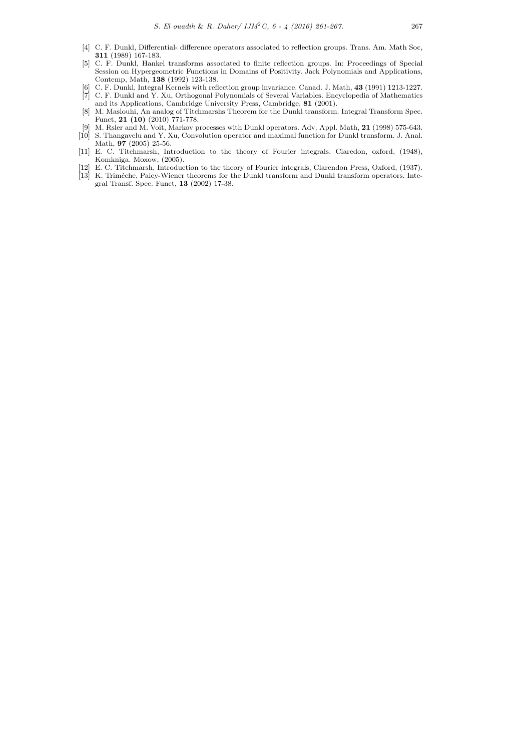[4] C. F. Dunkl, Differential- difference operators associated to reflection groups. Trans. Am. Math Soc, **311** (1989) 167-183.

[5] C. F. Dunkl, Hankel transforms associated to finite reflection groups. In: Proceedings of Special Session on Hypergeometric Functions in Domains of Positivity. Jack Polynomials and Applications, Contemp, Math, **138** (1992) 123-138.

[6] C. F. Dunkl, Integral Kernels with reflection group invariance. Canad. J. Math, **43** (1991) 1213-1227.

[7] C. F. Dunkl and Y. Xu, Orthogonal Polynomials of Several Variables. Encyclopedia of Mathematics and its Applications, Cambridge University Press, Cambridge, **81** (2001).

[8] M. Maslouhi, An analog of Titchmarshs Theorem for the Dunkl transform. Integral Transform Spec. Funct, **21 (10)** (2010) 771-778.

[9] M. Rsler and M. Voit, Markov processes with Dunkl operators. Adv. Appl. Math, **21** (1998) 575-643.

[10] S. Thangavelu and Y. Xu, Convolution operator and maximal function for Dunkl transform. J. Anal. Math, **97** (2005) 25-56.

[11] E. C. Titchmarsh, Introduction to the theory of Fourier integrals. Claredon, oxford, (1948), Komkniga. Moxow, (2005).

[12] E. C. Titchmarsh, Introduction to the theory of Fourier integrals, Clarendon Press, Oxford, (1937).

[13] K. Trimèche, Paley-Wiener theorems for the Dunkl transform and Dunkl transform operators. Integral Transf. Spec. Funct, **13** (2002) 17-38.